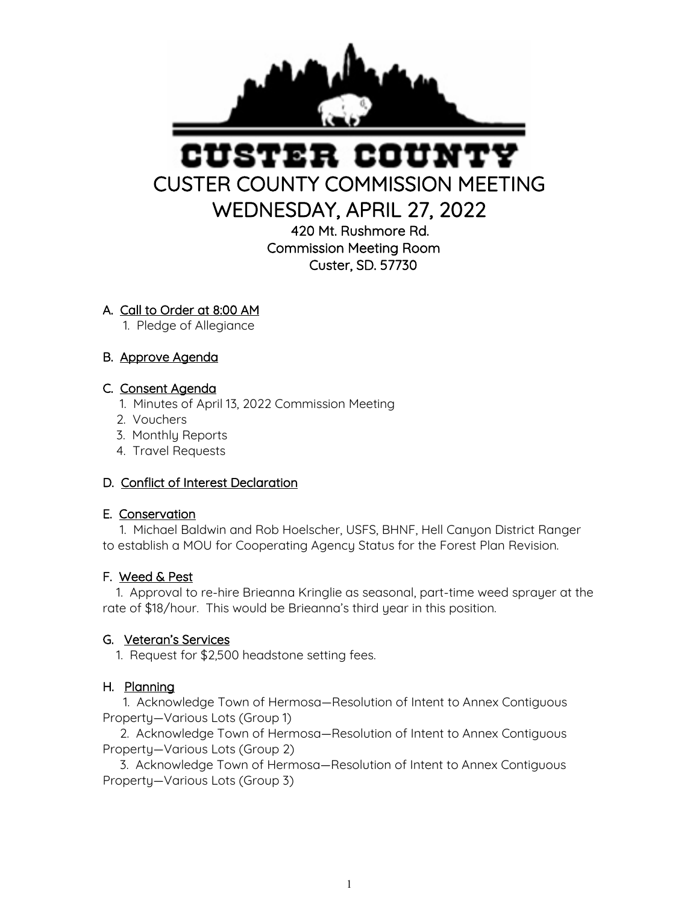# CUSTER COUNTY

# CUSTER COUNTY COMMISSION MEETING

## WEDNESDAY, APRIL 27, 2022

420 Mt. Rushmore Rd.
Commission Meeting Room
Custer, SD. 57730

**A. Call to Order at 8:00 AM**

1. Pledge of Allegiance

**B. Approve Agenda**

**C. Consent Agenda**

1. Minutes of April 13, 2022 Commission Meeting
2. Vouchers
3. Monthly Reports
4. Travel Requests

**D. Conflict of Interest Declaration**

**E. Conservation**

1. Michael Baldwin and Rob Hoelscher, USFS, BHNF, Hell Canyon District Ranger to establish a MOU for Cooperating Agency Status for the Forest Plan Revision.

**F. Weed & Pest**

1. Approval to re-hire Brieanna Kringlie as seasonal, part-time weed sprayer at the rate of $18/hour. This would be Brieanna's third year in this position.

**G. Veteran's Services**

1. Request for $2,500 headstone setting fees.

**H. Planning**

1. Acknowledge Town of Hermosa—Resolution of Intent to Annex Contiguous Property—Various Lots (Group 1)
2. Acknowledge Town of Hermosa—Resolution of Intent to Annex Contiguous Property—Various Lots (Group 2)
3. Acknowledge Town of Hermosa—Resolution of Intent to Annex Contiguous Property—Various Lots (Group 3)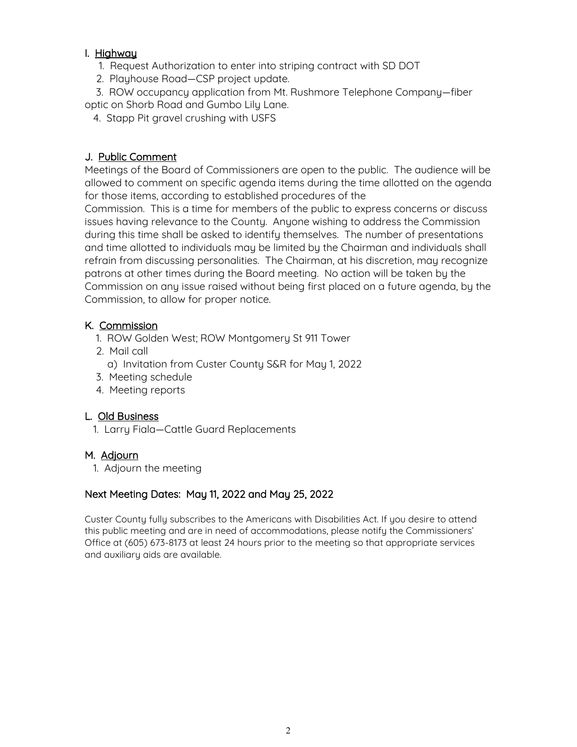## I. Highway

1. Request Authorization to enter into striping contract with SD DOT
2. Playhouse Road—CSP project update.
3. ROW occupancy application from Mt. Rushmore Telephone Company—fiber optic on Shorb Road and Gumbo Lily Lane.
4. Stapp Pit gravel crushing with USFS

## J. Public Comment

Meetings of the Board of Commissioners are open to the public. The audience will be allowed to comment on specific agenda items during the time allotted on the agenda for those items, according to established procedures of the Commission. This is a time for members of the public to express concerns or discuss issues having relevance to the County. Anyone wishing to address the Commission during this time shall be asked to identify themselves. The number of presentations and time allotted to individuals may be limited by the Chairman and individuals shall refrain from discussing personalities. The Chairman, at his discretion, may recognize patrons at other times during the Board meeting. No action will be taken by the Commission on any issue raised without being first placed on a future agenda, by the Commission, to allow for proper notice.

## K. Commission

1. ROW Golden West; ROW Montgomery St 911 Tower
2. Mail call
   a) Invitation from Custer County S&R for May 1, 2022
3. Meeting schedule
4. Meeting reports

## L. Old Business

1. Larry Fiala—Cattle Guard Replacements

## M. Adjourn

1. Adjourn the meeting

## Next Meeting Dates: May 11, 2022 and May 25, 2022

Custer County fully subscribes to the Americans with Disabilities Act. If you desire to attend this public meeting and are in need of accommodations, please notify the Commissioners' Office at (605) 673-8173 at least 24 hours prior to the meeting so that appropriate services and auxiliary aids are available.